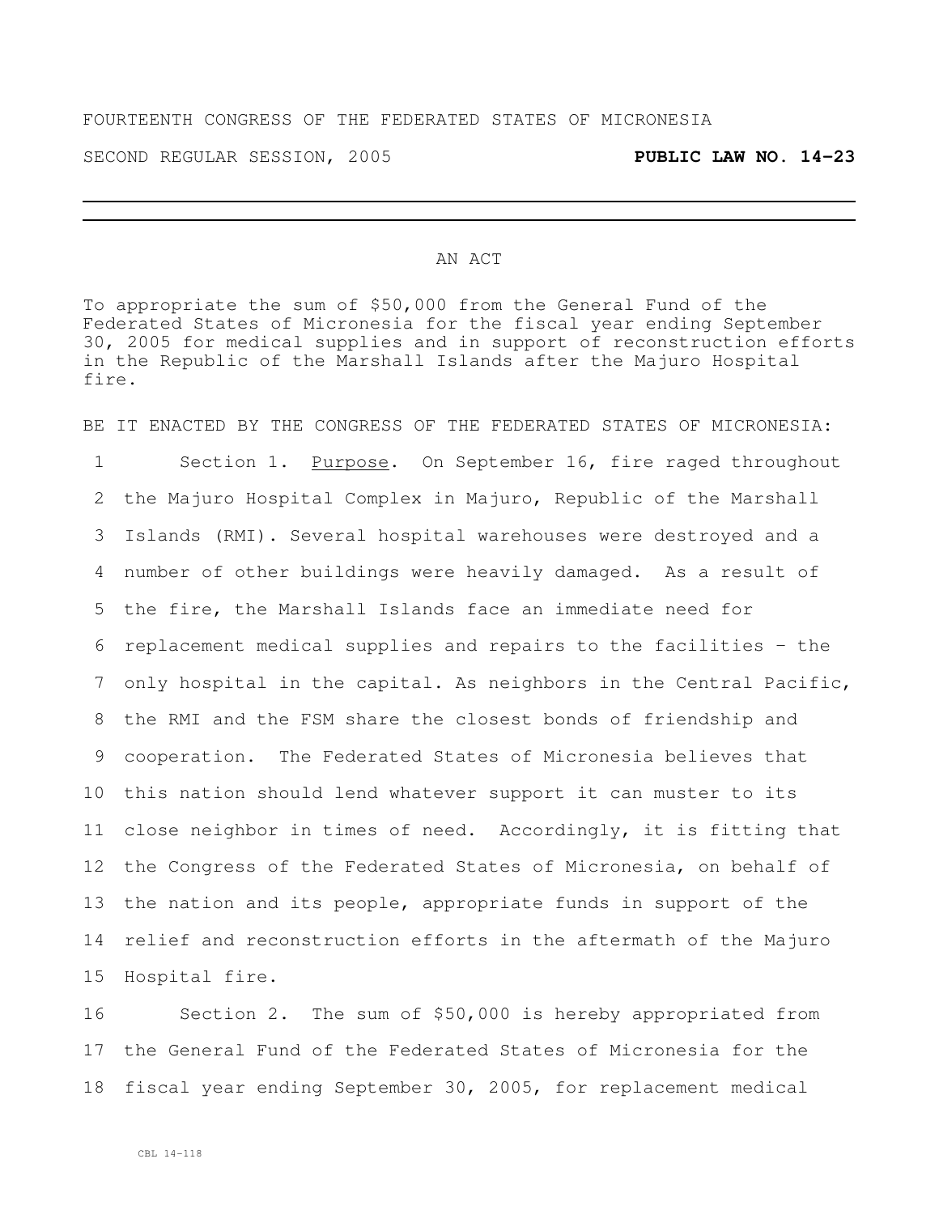FOURTEENTH CONGRESS OF THE FEDERATED STATES OF MICRONESIA

SECOND REGULAR SESSION, 2005 **PUBLIC LAW NO. 14-23**

---

AN ACT

To appropriate the sum of $50,000 from the General Fund of the Federated States of Micronesia for the fiscal year ending September 30, 2005 for medical supplies and in support of reconstruction efforts in the Republic of the Marshall Islands after the Majuro Hospital fire.

BE IT ENACTED BY THE CONGRESS OF THE FEDERATED STATES OF MICRONESIA:

1 Section 1. Purpose. On September 16, fire raged throughout
2 the Majuro Hospital Complex in Majuro, Republic of the Marshall
3 Islands (RMI). Several hospital warehouses were destroyed and a
4 number of other buildings were heavily damaged. As a result of
5 the fire, the Marshall Islands face an immediate need for
6 replacement medical supplies and repairs to the facilities – the
7 only hospital in the capital. As neighbors in the Central Pacific,
8 the RMI and the FSM share the closest bonds of friendship and
9 cooperation. The Federated States of Micronesia believes that
10 this nation should lend whatever support it can muster to its
11 close neighbor in times of need. Accordingly, it is fitting that
12 the Congress of the Federated States of Micronesia, on behalf of
13 the nation and its people, appropriate funds in support of the
14 relief and reconstruction efforts in the aftermath of the Majuro
15 Hospital fire.

16 Section 2. The sum of $50,000 is hereby appropriated from
17 the General Fund of the Federated States of Micronesia for the
18 fiscal year ending September 30, 2005, for replacement medical

CBL 14-118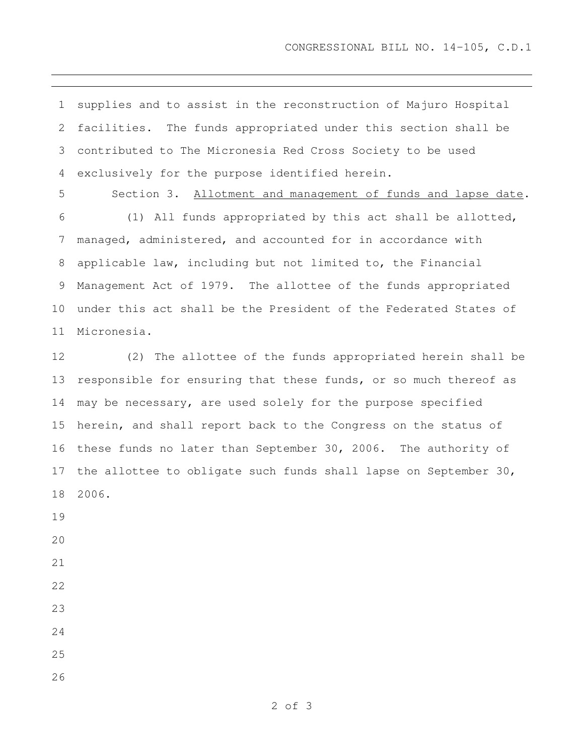supplies and to assist in the reconstruction of Majuro Hospital facilities. The funds appropriated under this section shall be contributed to The Micronesia Red Cross Society to be used exclusively for the purpose identified herein.

Section 3. Allotment and management of funds and lapse date.

(1) All funds appropriated by this act shall be allotted, managed, administered, and accounted for in accordance with applicable law, including but not limited to, the Financial Management Act of 1979. The allottee of the funds appropriated under this act shall be the President of the Federated States of Micronesia.

(2) The allottee of the funds appropriated herein shall be responsible for ensuring that these funds, or so much thereof as may be necessary, are used solely for the purpose specified herein, and shall report back to the Congress on the status of these funds no later than September 30, 2006. The authority of the allottee to obligate such funds shall lapse on September 30, 2006.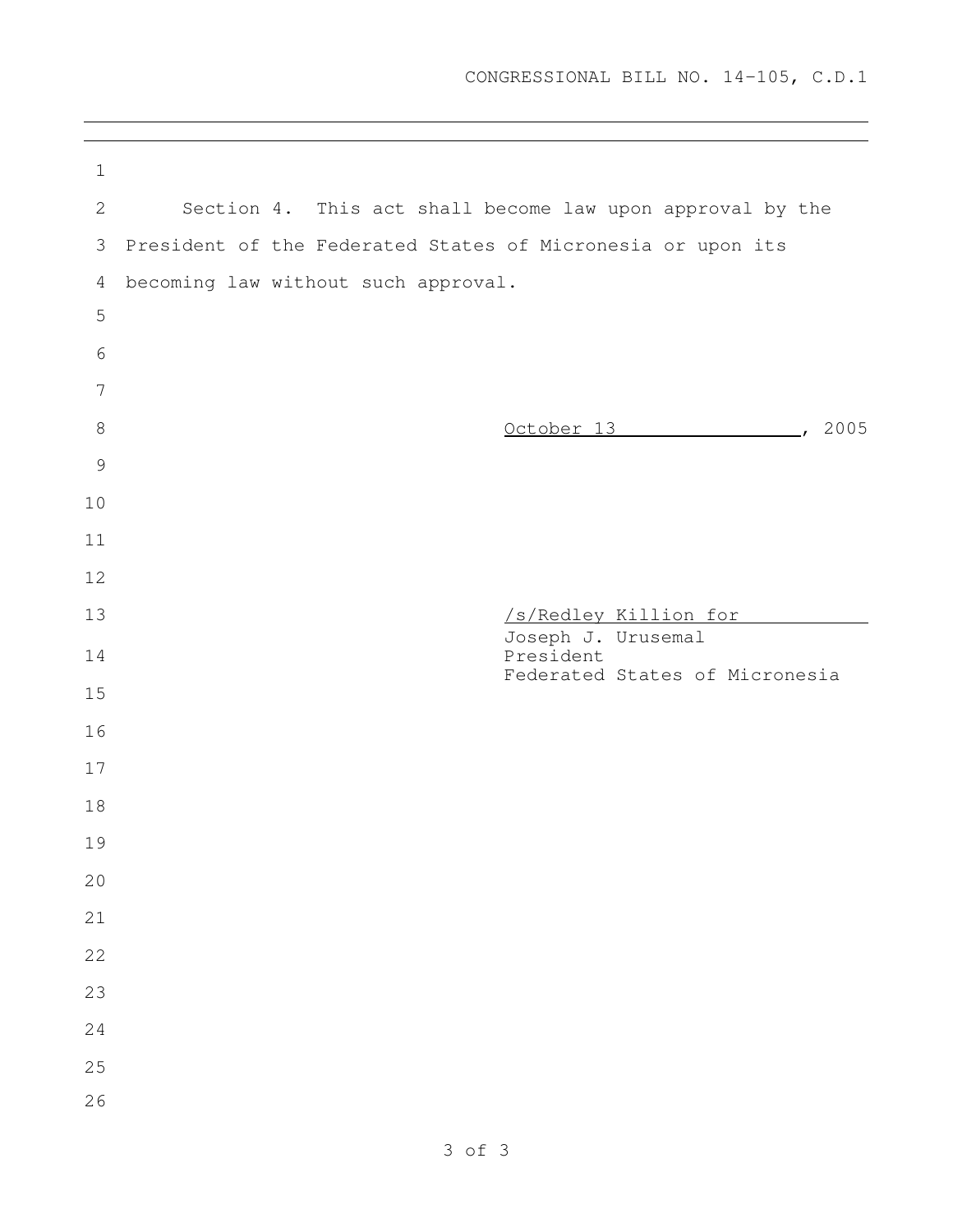Section 4. This act shall become law upon approval by the President of the Federated States of Micronesia or upon its becoming law without such approval.

October 13, 2005

/s/Redley Killion for
Joseph J. Urusemal
President
Federated States of Micronesia